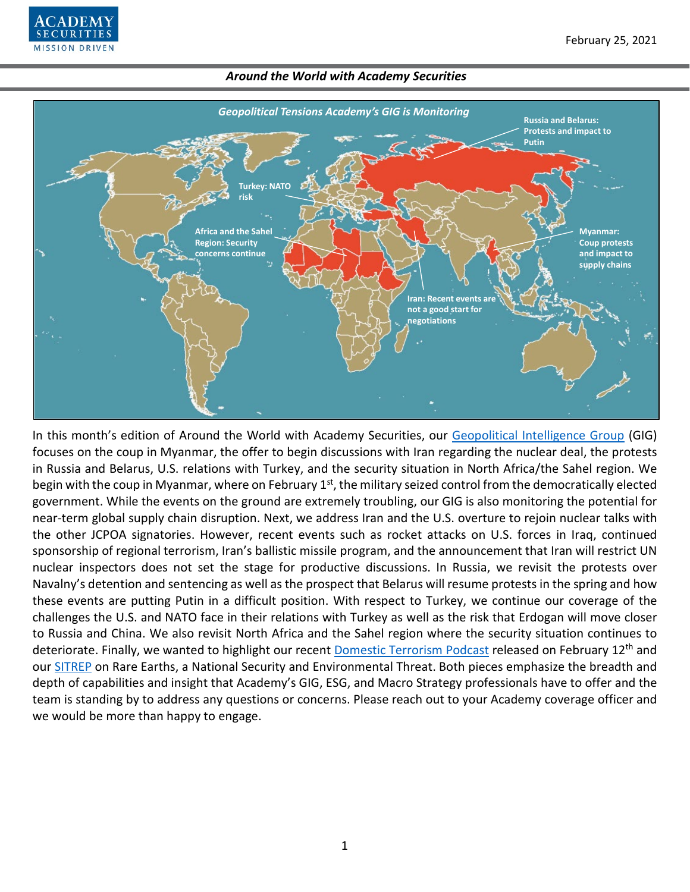February 25, 2021

*Around the World with Academy Securities*

***Geopolitical Tensions Academy's GIG is Monitoring***

**Russia and Belarus: Protests and impact to Putin**

**Turkey: NATO risk**

**Africa and the Sahel Region: Security concerns continue**

**Myanmar: Coup protests and impact to supply chains**

**Iran: Recent events are not a good start for negotiations**

In this month's edition of Around the World with Academy Securities, our Geopolitical Intelligence Group (GIG) focuses on the coup in Myanmar, the offer to begin discussions with Iran regarding the nuclear deal, the protests in Russia and Belarus, U.S. relations with Turkey, and the security situation in North Africa/the Sahel region. We begin with the coup in Myanmar, where on February 1st, the military seized control from the democratically elected government. While the events on the ground are extremely troubling, our GIG is also monitoring the potential for near-term global supply chain disruption. Next, we address Iran and the U.S. overture to rejoin nuclear talks with the other JCPOA signatories. However, recent events such as rocket attacks on U.S. forces in Iraq, continued sponsorship of regional terrorism, Iran's ballistic missile program, and the announcement that Iran will restrict UN nuclear inspectors does not set the stage for productive discussions. In Russia, we revisit the protests over Navalny's detention and sentencing as well as the prospect that Belarus will resume protests in the spring and how these events are putting Putin in a difficult position. With respect to Turkey, we continue our coverage of the challenges the U.S. and NATO face in their relations with Turkey as well as the risk that Erdogan will move closer to Russia and China. We also revisit North Africa and the Sahel region where the security situation continues to deteriorate. Finally, we wanted to highlight our recent Domestic Terrorism Podcast released on February 12th and our SITREP on Rare Earths, a National Security and Environmental Threat. Both pieces emphasize the breadth and depth of capabilities and insight that Academy's GIG, ESG, and Macro Strategy professionals have to offer and the team is standing by to address any questions or concerns. Please reach out to your Academy coverage officer and we would be more than happy to engage.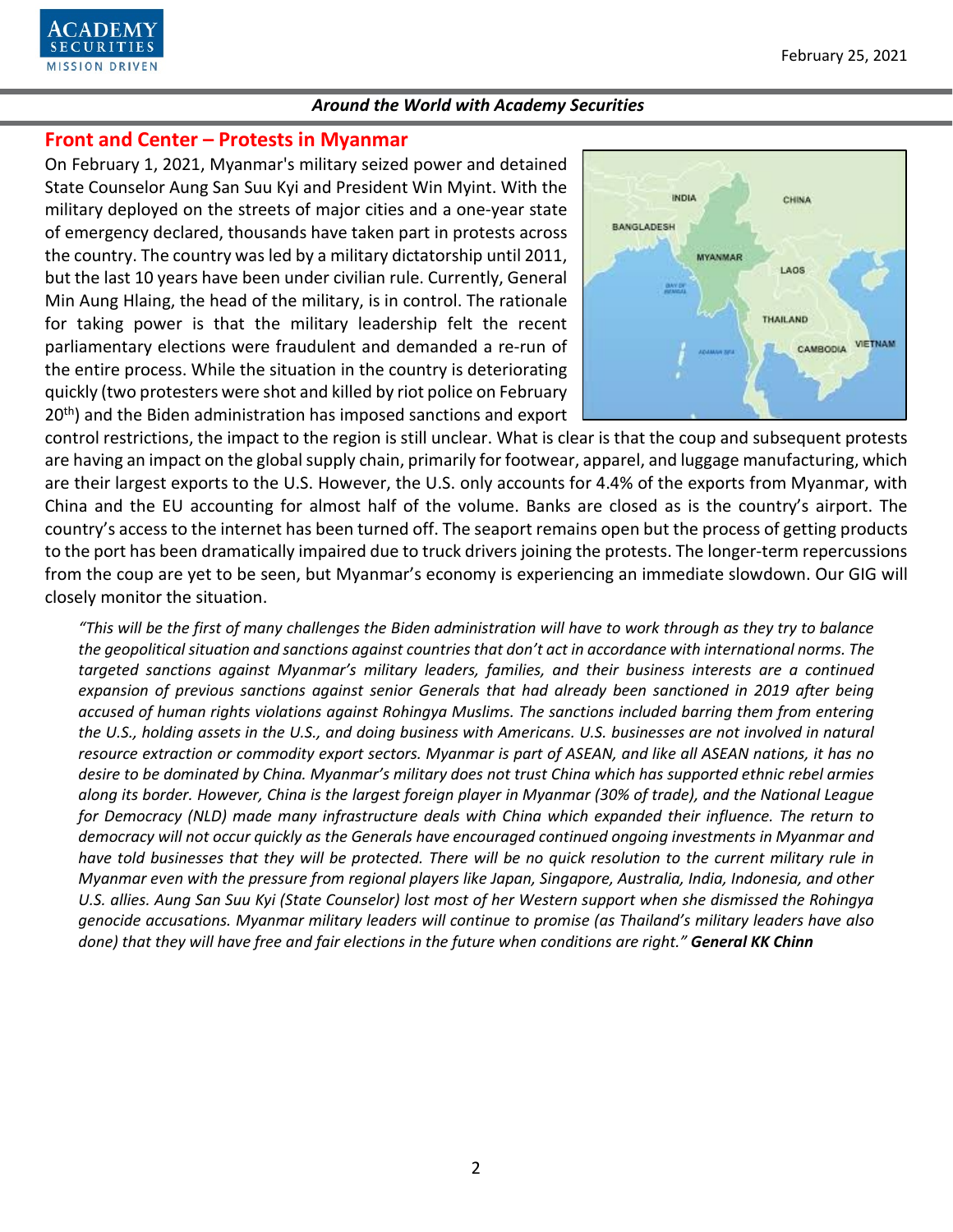## Front and Center – Protests in Myanmar

On February 1, 2021, Myanmar's military seized power and detained State Counselor Aung San Suu Kyi and President Win Myint. With the military deployed on the streets of major cities and a one-year state of emergency declared, thousands have taken part in protests across the country. The country was led by a military dictatorship until 2011, but the last 10 years have been under civilian rule. Currently, General Min Aung Hlaing, the head of the military, is in control. The rationale for taking power is that the military leadership felt the recent parliamentary elections were fraudulent and demanded a re-run of the entire process. While the situation in the country is deteriorating quickly (two protesters were shot and killed by riot police on February 20th) and the Biden administration has imposed sanctions and export control restrictions, the impact to the region is still unclear. What is clear is that the coup and subsequent protests are having an impact on the global supply chain, primarily for footwear, apparel, and luggage manufacturing, which are their largest exports to the U.S. However, the U.S. only accounts for 4.4% of the exports from Myanmar, with China and the EU accounting for almost half of the volume. Banks are closed as is the country's airport. The country's access to the internet has been turned off. The seaport remains open but the process of getting products to the port has been dramatically impaired due to truck drivers joining the protests. The longer-term repercussions from the coup are yet to be seen, but Myanmar's economy is experiencing an immediate slowdown. Our GIG will closely monitor the situation.

*"This will be the first of many challenges the Biden administration will have to work through as they try to balance the geopolitical situation and sanctions against countries that don't act in accordance with international norms. The targeted sanctions against Myanmar's military leaders, families, and their business interests are a continued expansion of previous sanctions against senior Generals that had already been sanctioned in 2019 after being accused of human rights violations against Rohingya Muslims. The sanctions included barring them from entering the U.S., holding assets in the U.S., and doing business with Americans. U.S. businesses are not involved in natural resource extraction or commodity export sectors. Myanmar is part of ASEAN, and like all ASEAN nations, it has no desire to be dominated by China. Myanmar's military does not trust China which has supported ethnic rebel armies along its border. However, China is the largest foreign player in Myanmar (30% of trade), and the National League for Democracy (NLD) made many infrastructure deals with China which expanded their influence. The return to democracy will not occur quickly as the Generals have encouraged continued ongoing investments in Myanmar and have told businesses that they will be protected. There will be no quick resolution to the current military rule in Myanmar even with the pressure from regional players like Japan, Singapore, Australia, India, Indonesia, and other U.S. allies. Aung San Suu Kyi (State Counselor) lost most of her Western support when she dismissed the Rohingya genocide accusations. Myanmar military leaders will continue to promise (as Thailand's military leaders have also done) that they will have free and fair elections in the future when conditions are right."* ***General KK Chinn***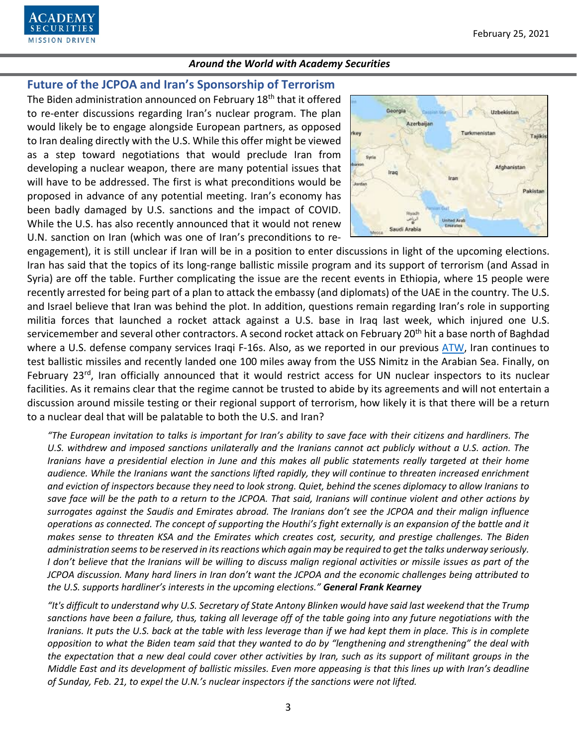## Future of the JCPOA and Iran's Sponsorship of Terrorism

The Biden administration announced on February 18th that it offered to re-enter discussions regarding Iran's nuclear program. The plan would likely be to engage alongside European partners, as opposed to Iran dealing directly with the U.S. While this offer might be viewed as a step toward negotiations that would preclude Iran from developing a nuclear weapon, there are many potential issues that will have to be addressed. The first is what preconditions would be proposed in advance of any potential meeting. Iran's economy has been badly damaged by U.S. sanctions and the impact of COVID. While the U.S. has also recently announced that it would not renew U.N. sanction on Iran (which was one of Iran's preconditions to re-engagement), it is still unclear if Iran will be in a position to enter discussions in light of the upcoming elections. Iran has said that the topics of its long-range ballistic missile program and its support of terrorism (and Assad in Syria) are off the table. Further complicating the issue are the recent events in Ethiopia, where 15 people were recently arrested for being part of a plan to attack the embassy (and diplomats) of the UAE in the country. The U.S. and Israel believe that Iran was behind the plot. In addition, questions remain regarding Iran's role in supporting militia forces that launched a rocket attack against a U.S. base in Iraq last week, which injured one U.S. servicemember and several other contractors. A second rocket attack on February 20th hit a base north of Baghdad where a U.S. defense company services Iraqi F-16s. Also, as we reported in our previous [ATW](), Iran continues to test ballistic missiles and recently landed one 100 miles away from the USS Nimitz in the Arabian Sea. Finally, on February 23rd, Iran officially announced that it would restrict access for UN nuclear inspectors to its nuclear facilities. As it remains clear that the regime cannot be trusted to abide by its agreements and will not entertain a discussion around missile testing or their regional support of terrorism, how likely it is that there will be a return to a nuclear deal that will be palatable to both the U.S. and Iran?

*"The European invitation to talks is important for Iran's ability to save face with their citizens and hardliners. The U.S. withdrew and imposed sanctions unilaterally and the Iranians cannot act publicly without a U.S. action. The Iranians have a presidential election in June and this makes all public statements really targeted at their home audience. While the Iranians want the sanctions lifted rapidly, they will continue to threaten increased enrichment and eviction of inspectors because they need to look strong. Quiet, behind the scenes diplomacy to allow Iranians to save face will be the path to a return to the JCPOA. That said, Iranians will continue violent and other actions by surrogates against the Saudis and Emirates abroad. The Iranians don't see the JCPOA and their malign influence operations as connected. The concept of supporting the Houthi's fight externally is an expansion of the battle and it makes sense to threaten KSA and the Emirates which creates cost, security, and prestige challenges. The Biden administration seems to be reserved in its reactions which again may be required to get the talks underway seriously. I don't believe that the Iranians will be willing to discuss malign regional activities or missile issues as part of the JCPOA discussion. Many hard liners in Iran don't want the JCPOA and the economic challenges being attributed to the U.S. supports hardliner's interests in the upcoming elections."* ***General Frank Kearney***

*"It's difficult to understand why U.S. Secretary of State Antony Blinken would have said last weekend that the Trump sanctions have been a failure, thus, taking all leverage off of the table going into any future negotiations with the Iranians. It puts the U.S. back at the table with less leverage than if we had kept them in place. This is in complete opposition to what the Biden team said that they wanted to do by "lengthening and strengthening" the deal with the expectation that a new deal could cover other activities by Iran, such as its support of militant groups in the Middle East and its development of ballistic missiles. Even more appeasing is that this lines up with Iran's deadline of Sunday, Feb. 21, to expel the U.N.'s nuclear inspectors if the sanctions were not lifted.*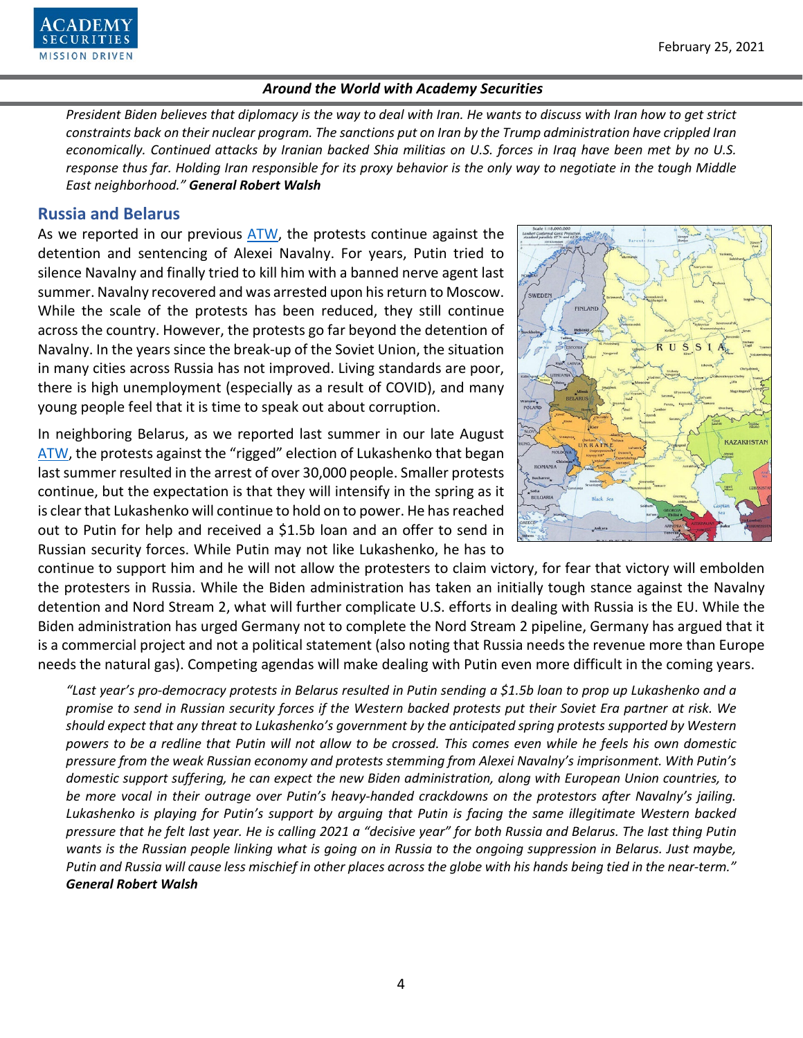*President Biden believes that diplomacy is the way to deal with Iran. He wants to discuss with Iran how to get strict constraints back on their nuclear program. The sanctions put on Iran by the Trump administration have crippled Iran economically. Continued attacks by Iranian backed Shia militias on U.S. forces in Iraq have been met by no U.S. response thus far. Holding Iran responsible for its proxy behavior is the only way to negotiate in the tough Middle East neighborhood."* ***General Robert Walsh***

## Russia and Belarus

As we reported in our previous ATW, the protests continue against the detention and sentencing of Alexei Navalny. For years, Putin tried to silence Navalny and finally tried to kill him with a banned nerve agent last summer. Navalny recovered and was arrested upon his return to Moscow. While the scale of the protests has been reduced, they still continue across the country. However, the protests go far beyond the detention of Navalny. In the years since the break-up of the Soviet Union, the situation in many cities across Russia has not improved. Living standards are poor, there is high unemployment (especially as a result of COVID), and many young people feel that it is time to speak out about corruption.

In neighboring Belarus, as we reported last summer in our late August ATW, the protests against the "rigged" election of Lukashenko that began last summer resulted in the arrest of over 30,000 people. Smaller protests continue, but the expectation is that they will intensify in the spring as it is clear that Lukashenko will continue to hold on to power. He has reached out to Putin for help and received a $1.5b loan and an offer to send in Russian security forces. While Putin may not like Lukashenko, he has to continue to support him and he will not allow the protesters to claim victory, for fear that victory will embolden the protesters in Russia. While the Biden administration has taken an initially tough stance against the Navalny detention and Nord Stream 2, what will further complicate U.S. efforts in dealing with Russia is the EU. While the Biden administration has urged Germany not to complete the Nord Stream 2 pipeline, Germany has argued that it is a commercial project and not a political statement (also noting that Russia needs the revenue more than Europe needs the natural gas). Competing agendas will make dealing with Putin even more difficult in the coming years.

*"Last year's pro-democracy protests in Belarus resulted in Putin sending a $1.5b loan to prop up Lukashenko and a promise to send in Russian security forces if the Western backed protests put their Soviet Era partner at risk. We should expect that any threat to Lukashenko's government by the anticipated spring protests supported by Western powers to be a redline that Putin will not allow to be crossed. This comes even while he feels his own domestic pressure from the weak Russian economy and protests stemming from Alexei Navalny's imprisonment. With Putin's domestic support suffering, he can expect the new Biden administration, along with European Union countries, to be more vocal in their outrage over Putin's heavy-handed crackdowns on the protestors after Navalny's jailing. Lukashenko is playing for Putin's support by arguing that Putin is facing the same illegitimate Western backed pressure that he felt last year. He is calling 2021 a "decisive year" for both Russia and Belarus. The last thing Putin wants is the Russian people linking what is going on in Russia to the ongoing suppression in Belarus. Just maybe, Putin and Russia will cause less mischief in other places across the globe with his hands being tied in the near-term."* ***General Robert Walsh***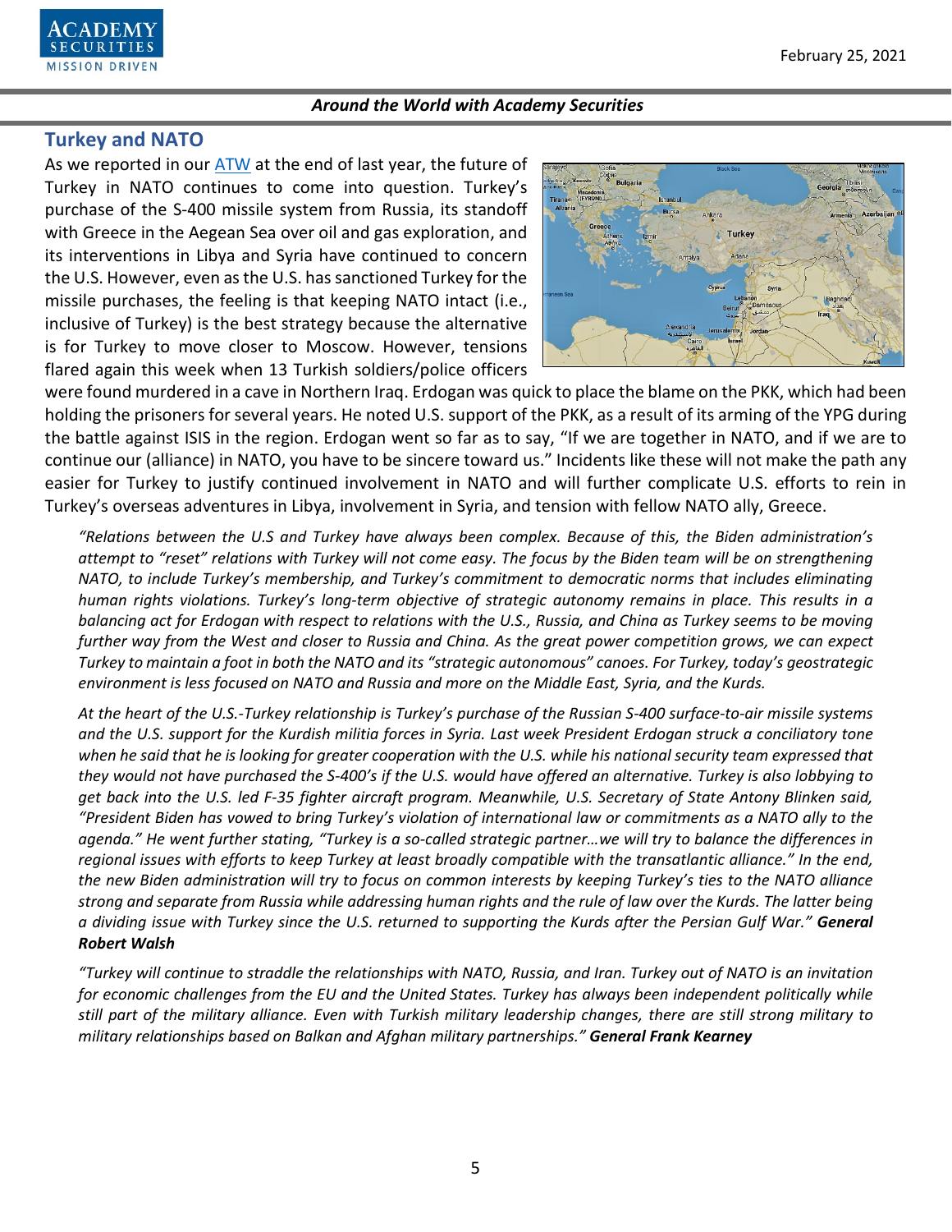## Turkey and NATO

As we reported in our [ATW](#) at the end of last year, the future of Turkey in NATO continues to come into question. Turkey's purchase of the S-400 missile system from Russia, its standoff with Greece in the Aegean Sea over oil and gas exploration, and its interventions in Libya and Syria have continued to concern the U.S. However, even as the U.S. has sanctioned Turkey for the missile purchases, the feeling is that keeping NATO intact (i.e., inclusive of Turkey) is the best strategy because the alternative is for Turkey to move closer to Moscow. However, tensions flared again this week when 13 Turkish soldiers/police officers were found murdered in a cave in Northern Iraq. Erdogan was quick to place the blame on the PKK, which had been holding the prisoners for several years. He noted U.S. support of the PKK, as a result of its arming of the YPG during the battle against ISIS in the region. Erdogan went so far as to say, "If we are together in NATO, and if we are to continue our (alliance) in NATO, you have to be sincere toward us." Incidents like these will not make the path any easier for Turkey to justify continued involvement in NATO and will further complicate U.S. efforts to rein in Turkey's overseas adventures in Libya, involvement in Syria, and tension with fellow NATO ally, Greece.

*"Relations between the U.S and Turkey have always been complex. Because of this, the Biden administration's attempt to "reset" relations with Turkey will not come easy. The focus by the Biden team will be on strengthening NATO, to include Turkey's membership, and Turkey's commitment to democratic norms that includes eliminating human rights violations. Turkey's long-term objective of strategic autonomy remains in place. This results in a balancing act for Erdogan with respect to relations with the U.S., Russia, and China as Turkey seems to be moving further way from the West and closer to Russia and China. As the great power competition grows, we can expect Turkey to maintain a foot in both the NATO and its "strategic autonomous" canoes. For Turkey, today's geostrategic environment is less focused on NATO and Russia and more on the Middle East, Syria, and the Kurds.*

*At the heart of the U.S.-Turkey relationship is Turkey's purchase of the Russian S-400 surface-to-air missile systems and the U.S. support for the Kurdish militia forces in Syria. Last week President Erdogan struck a conciliatory tone when he said that he is looking for greater cooperation with the U.S. while his national security team expressed that they would not have purchased the S-400's if the U.S. would have offered an alternative. Turkey is also lobbying to get back into the U.S. led F-35 fighter aircraft program. Meanwhile, U.S. Secretary of State Antony Blinken said, "President Biden has vowed to bring Turkey's violation of international law or commitments as a NATO ally to the agenda." He went further stating, "Turkey is a so-called strategic partner…we will try to balance the differences in regional issues with efforts to keep Turkey at least broadly compatible with the transatlantic alliance." In the end, the new Biden administration will try to focus on common interests by keeping Turkey's ties to the NATO alliance strong and separate from Russia while addressing human rights and the rule of law over the Kurds. The latter being a dividing issue with Turkey since the U.S. returned to supporting the Kurds after the Persian Gulf War."* ***General Robert Walsh***

*"Turkey will continue to straddle the relationships with NATO, Russia, and Iran. Turkey out of NATO is an invitation for economic challenges from the EU and the United States. Turkey has always been independent politically while still part of the military alliance. Even with Turkish military leadership changes, there are still strong military to military relationships based on Balkan and Afghan military partnerships."* ***General Frank Kearney***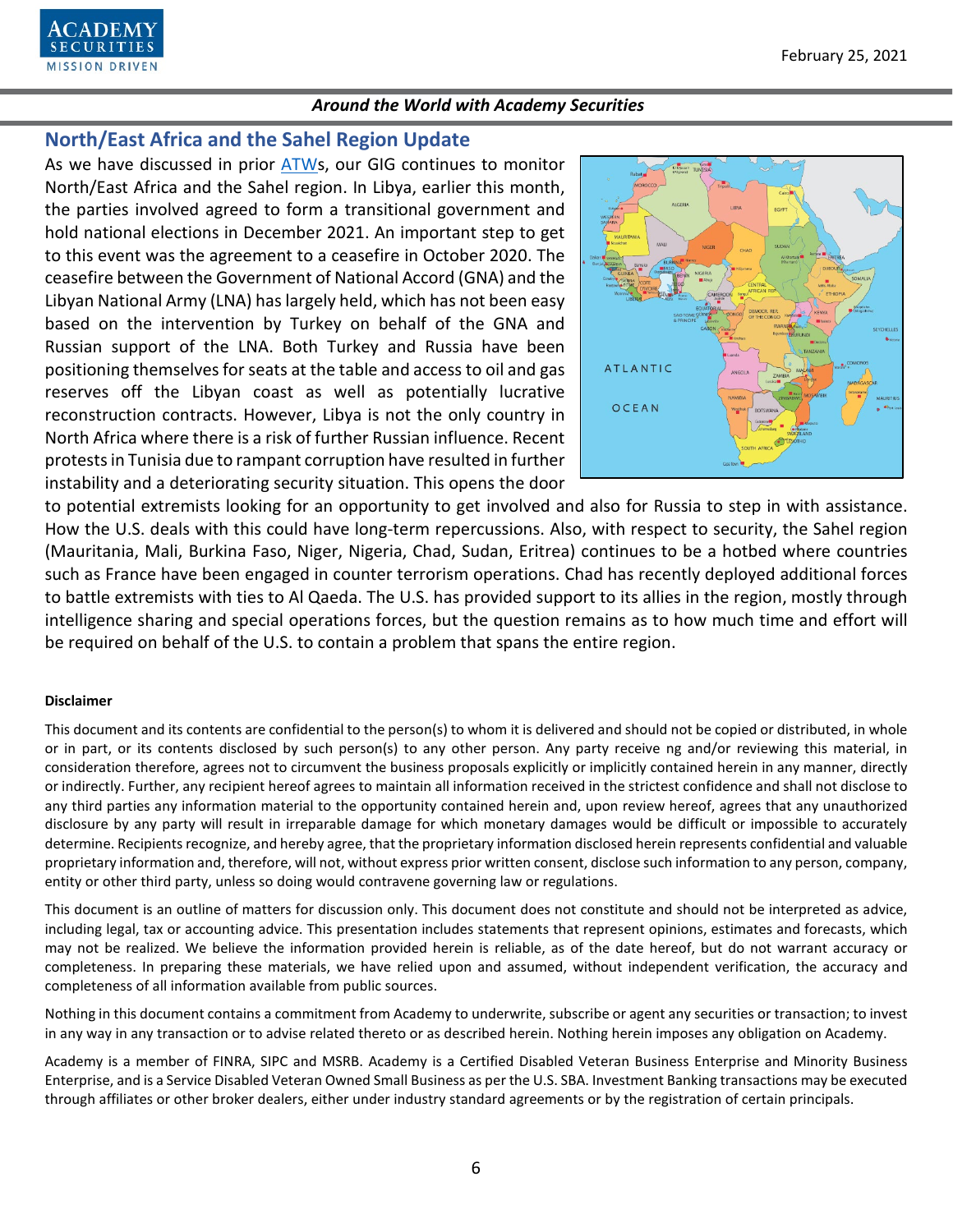## North/East Africa and the Sahel Region Update

As we have discussed in prior ATWs, our GIG continues to monitor North/East Africa and the Sahel region. In Libya, earlier this month, the parties involved agreed to form a transitional government and hold national elections in December 2021. An important step to get to this event was the agreement to a ceasefire in October 2020. The ceasefire between the Government of National Accord (GNA) and the Libyan National Army (LNA) has largely held, which has not been easy based on the intervention by Turkey on behalf of the GNA and Russian support of the LNA. Both Turkey and Russia have been positioning themselves for seats at the table and access to oil and gas reserves off the Libyan coast as well as potentially lucrative reconstruction contracts. However, Libya is not the only country in North Africa where there is a risk of further Russian influence. Recent protests in Tunisia due to rampant corruption have resulted in further instability and a deteriorating security situation. This opens the door to potential extremists looking for an opportunity to get involved and also for Russia to step in with assistance. How the U.S. deals with this could have long-term repercussions. Also, with respect to security, the Sahel region (Mauritania, Mali, Burkina Faso, Niger, Nigeria, Chad, Sudan, Eritrea) continues to be a hotbed where countries such as France have been engaged in counter terrorism operations. Chad has recently deployed additional forces to battle extremists with ties to Al Qaeda. The U.S. has provided support to its allies in the region, mostly through intelligence sharing and special operations forces, but the question remains as to how much time and effort will be required on behalf of the U.S. to contain a problem that spans the entire region.

**Disclaimer**

This document and its contents are confidential to the person(s) to whom it is delivered and should not be copied or distributed, in whole or in part, or its contents disclosed by such person(s) to any other person. Any party receive ng and/or reviewing this material, in consideration therefore, agrees not to circumvent the business proposals explicitly or implicitly contained herein in any manner, directly or indirectly. Further, any recipient hereof agrees to maintain all information received in the strictest confidence and shall not disclose to any third parties any information material to the opportunity contained herein and, upon review hereof, agrees that any unauthorized disclosure by any party will result in irreparable damage for which monetary damages would be difficult or impossible to accurately determine. Recipients recognize, and hereby agree, that the proprietary information disclosed herein represents confidential and valuable proprietary information and, therefore, will not, without express prior written consent, disclose such information to any person, company, entity or other third party, unless so doing would contravene governing law or regulations.

This document is an outline of matters for discussion only. This document does not constitute and should not be interpreted as advice, including legal, tax or accounting advice. This presentation includes statements that represent opinions, estimates and forecasts, which may not be realized. We believe the information provided herein is reliable, as of the date hereof, but do not warrant accuracy or completeness. In preparing these materials, we have relied upon and assumed, without independent verification, the accuracy and completeness of all information available from public sources.

Nothing in this document contains a commitment from Academy to underwrite, subscribe or agent any securities or transaction; to invest in any way in any transaction or to advise related thereto or as described herein. Nothing herein imposes any obligation on Academy.

Academy is a member of FINRA, SIPC and MSRB. Academy is a Certified Disabled Veteran Business Enterprise and Minority Business Enterprise, and is a Service Disabled Veteran Owned Small Business as per the U.S. SBA. Investment Banking transactions may be executed through affiliates or other broker dealers, either under industry standard agreements or by the registration of certain principals.